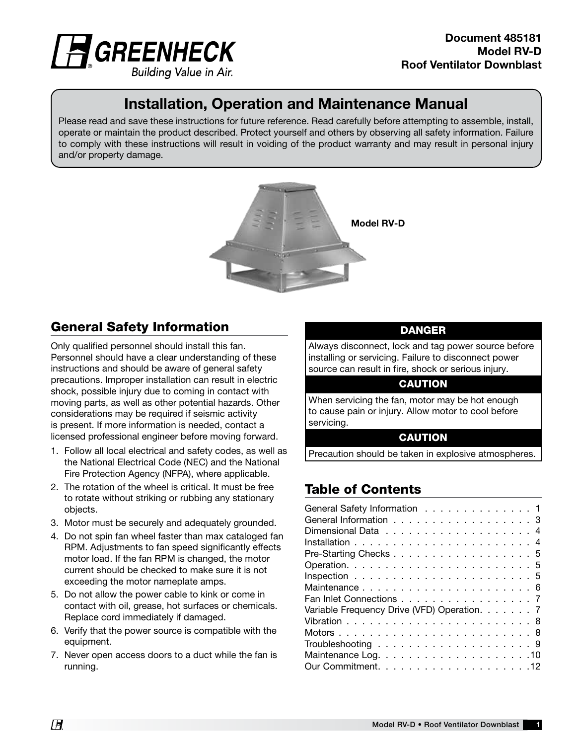**Document 485181**
**Model RV-D**
**Roof Ventilator Downblast**

# Installation, Operation and Maintenance Manual

Please read and save these instructions for future reference. Read carefully before attempting to assemble, install, operate or maintain the product described. Protect yourself and others by observing all safety information. Failure to comply with these instructions will result in voiding of the product warranty and may result in personal injury and/or property damage.

**Model RV-D**

## General Safety Information

Only qualified personnel should install this fan. Personnel should have a clear understanding of these instructions and should be aware of general safety precautions. Improper installation can result in electric shock, possible injury due to coming in contact with moving parts, as well as other potential hazards. Other considerations may be required if seismic activity is present. If more information is needed, contact a licensed professional engineer before moving forward.

1. Follow all local electrical and safety codes, as well as the National Electrical Code (NEC) and the National Fire Protection Agency (NFPA), where applicable.
2. The rotation of the wheel is critical. It must be free to rotate without striking or rubbing any stationary objects.
3. Motor must be securely and adequately grounded.
4. Do not spin fan wheel faster than max cataloged fan RPM. Adjustments to fan speed significantly effects motor load. If the fan RPM is changed, the motor current should be checked to make sure it is not exceeding the motor nameplate amps.
5. Do not allow the power cable to kink or come in contact with oil, grease, hot surfaces or chemicals. Replace cord immediately if damaged.
6. Verify that the power source is compatible with the equipment.
7. Never open access doors to a duct while the fan is running.

**DANGER**

Always disconnect, lock and tag power source before installing or servicing. Failure to disconnect power source can result in fire, shock or serious injury.

**CAUTION**

When servicing the fan, motor may be hot enough to cause pain or injury. Allow motor to cool before servicing.

**CAUTION**

Precaution should be taken in explosive atmospheres.

## Table of Contents

| | |
|---|---|
| General Safety Information | 1 |
| General Information | 3 |
| Dimensional Data | 4 |
| Installation | 4 |
| Pre-Starting Checks | 5 |
| Operation | 5 |
| Inspection | 5 |
| Maintenance | 6 |
| Fan Inlet Connections | 7 |
| Variable Frequency Drive (VFD) Operation | 7 |
| Vibration | 8 |
| Motors | 8 |
| Troubleshooting | 9 |
| Maintenance Log | 10 |
| Our Commitment | 12 |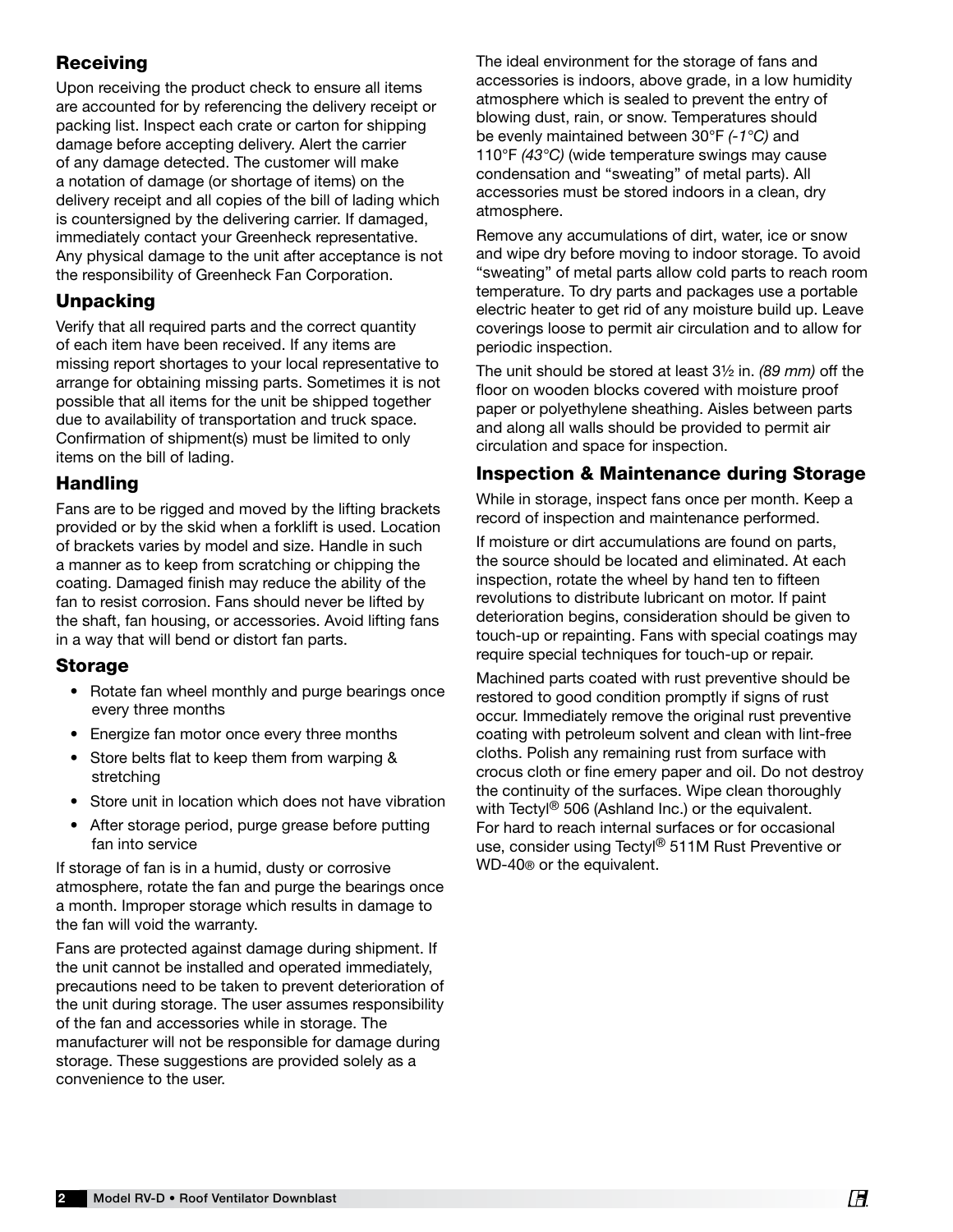## Receiving

Upon receiving the product check to ensure all items are accounted for by referencing the delivery receipt or packing list. Inspect each crate or carton for shipping damage before accepting delivery. Alert the carrier of any damage detected. The customer will make a notation of damage (or shortage of items) on the delivery receipt and all copies of the bill of lading which is countersigned by the delivering carrier. If damaged, immediately contact your Greenheck representative. Any physical damage to the unit after acceptance is not the responsibility of Greenheck Fan Corporation.

## Unpacking

Verify that all required parts and the correct quantity of each item have been received. If any items are missing report shortages to your local representative to arrange for obtaining missing parts. Sometimes it is not possible that all items for the unit be shipped together due to availability of transportation and truck space. Confirmation of shipment(s) must be limited to only items on the bill of lading.

## Handling

Fans are to be rigged and moved by the lifting brackets provided or by the skid when a forklift is used. Location of brackets varies by model and size. Handle in such a manner as to keep from scratching or chipping the coating. Damaged finish may reduce the ability of the fan to resist corrosion. Fans should never be lifted by the shaft, fan housing, or accessories. Avoid lifting fans in a way that will bend or distort fan parts.

## Storage

- Rotate fan wheel monthly and purge bearings once every three months
- Energize fan motor once every three months
- Store belts flat to keep them from warping & stretching
- Store unit in location which does not have vibration
- After storage period, purge grease before putting fan into service

If storage of fan is in a humid, dusty or corrosive atmosphere, rotate the fan and purge the bearings once a month. Improper storage which results in damage to the fan will void the warranty.

Fans are protected against damage during shipment. If the unit cannot be installed and operated immediately, precautions need to be taken to prevent deterioration of the unit during storage. The user assumes responsibility of the fan and accessories while in storage. The manufacturer will not be responsible for damage during storage. These suggestions are provided solely as a convenience to the user.

The ideal environment for the storage of fans and accessories is indoors, above grade, in a low humidity atmosphere which is sealed to prevent the entry of blowing dust, rain, or snow. Temperatures should be evenly maintained between 30°F *(-1°C)* and 110°F *(43°C)* (wide temperature swings may cause condensation and "sweating" of metal parts). All accessories must be stored indoors in a clean, dry atmosphere.

Remove any accumulations of dirt, water, ice or snow and wipe dry before moving to indoor storage. To avoid "sweating" of metal parts allow cold parts to reach room temperature. To dry parts and packages use a portable electric heater to get rid of any moisture build up. Leave coverings loose to permit air circulation and to allow for periodic inspection.

The unit should be stored at least 3½ in. *(89 mm)* off the floor on wooden blocks covered with moisture proof paper or polyethylene sheathing. Aisles between parts and along all walls should be provided to permit air circulation and space for inspection.

## Inspection & Maintenance during Storage

While in storage, inspect fans once per month. Keep a record of inspection and maintenance performed.

If moisture or dirt accumulations are found on parts, the source should be located and eliminated. At each inspection, rotate the wheel by hand ten to fifteen revolutions to distribute lubricant on motor. If paint deterioration begins, consideration should be given to touch-up or repainting. Fans with special coatings may require special techniques for touch-up or repair.

Machined parts coated with rust preventive should be restored to good condition promptly if signs of rust occur. Immediately remove the original rust preventive coating with petroleum solvent and clean with lint-free cloths. Polish any remaining rust from surface with crocus cloth or fine emery paper and oil. Do not destroy the continuity of the surfaces. Wipe clean thoroughly with Tectyl® 506 (Ashland Inc.) or the equivalent. For hard to reach internal surfaces or for occasional use, consider using Tectyl® 511M Rust Preventive or WD-40® or the equivalent.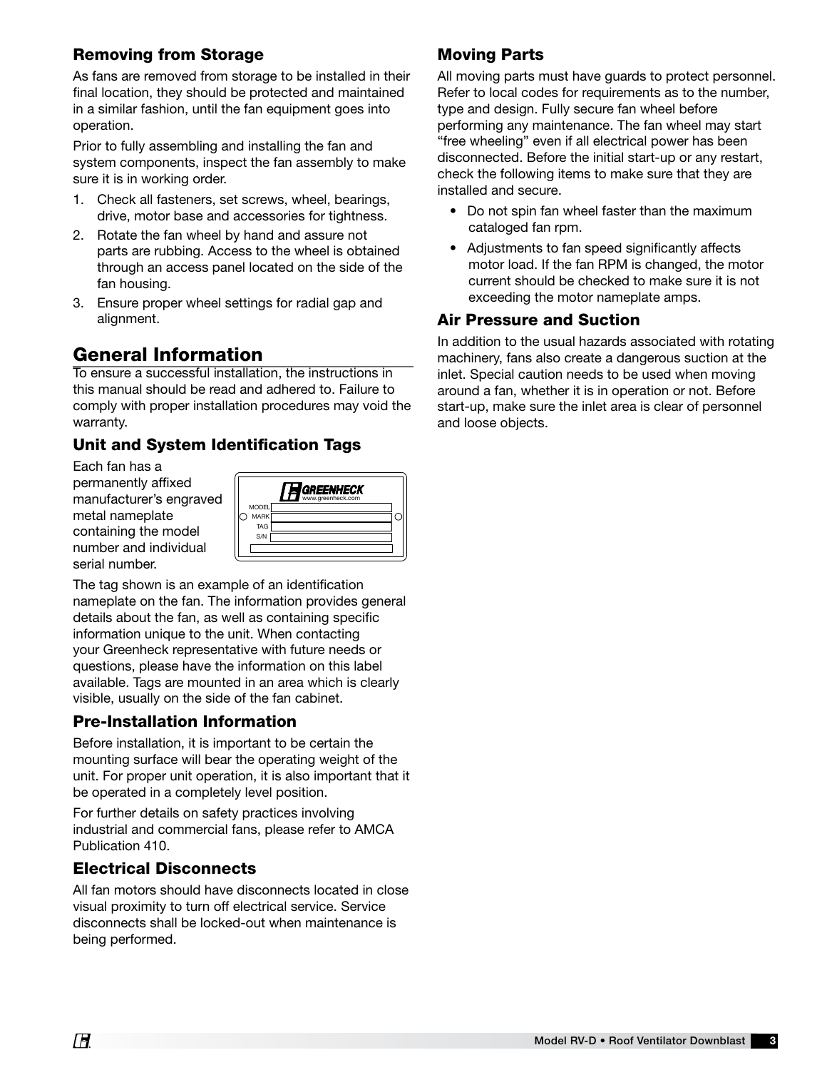### Removing from Storage

As fans are removed from storage to be installed in their final location, they should be protected and maintained in a similar fashion, until the fan equipment goes into operation.

Prior to fully assembling and installing the fan and system components, inspect the fan assembly to make sure it is in working order.

1. Check all fasteners, set screws, wheel, bearings, drive, motor base and accessories for tightness.
2. Rotate the fan wheel by hand and assure not parts are rubbing. Access to the wheel is obtained through an access panel located on the side of the fan housing.
3. Ensure proper wheel settings for radial gap and alignment.

## General Information

To ensure a successful installation, the instructions in this manual should be read and adhered to. Failure to comply with proper installation procedures may void the warranty.

### Unit and System Identification Tags

Each fan has a permanently affixed manufacturer's engraved metal nameplate containing the model number and individual serial number.

GREENHECK
www.greenheck.com
MODEL
MARK
TAG
S/N

The tag shown is an example of an identification nameplate on the fan. The information provides general details about the fan, as well as containing specific information unique to the unit. When contacting your Greenheck representative with future needs or questions, please have the information on this label available. Tags are mounted in an area which is clearly visible, usually on the side of the fan cabinet.

### Pre-Installation Information

Before installation, it is important to be certain the mounting surface will bear the operating weight of the unit. For proper unit operation, it is also important that it be operated in a completely level position.

For further details on safety practices involving industrial and commercial fans, please refer to AMCA Publication 410.

### Electrical Disconnects

All fan motors should have disconnects located in close visual proximity to turn off electrical service. Service disconnects shall be locked-out when maintenance is being performed.

### Moving Parts

All moving parts must have guards to protect personnel. Refer to local codes for requirements as to the number, type and design. Fully secure fan wheel before performing any maintenance. The fan wheel may start "free wheeling" even if all electrical power has been disconnected. Before the initial start-up or any restart, check the following items to make sure that they are installed and secure.

- Do not spin fan wheel faster than the maximum cataloged fan rpm.
- Adjustments to fan speed significantly affects motor load. If the fan RPM is changed, the motor current should be checked to make sure it is not exceeding the motor nameplate amps.

### Air Pressure and Suction

In addition to the usual hazards associated with rotating machinery, fans also create a dangerous suction at the inlet. Special caution needs to be used when moving around a fan, whether it is in operation or not. Before start-up, make sure the inlet area is clear of personnel and loose objects.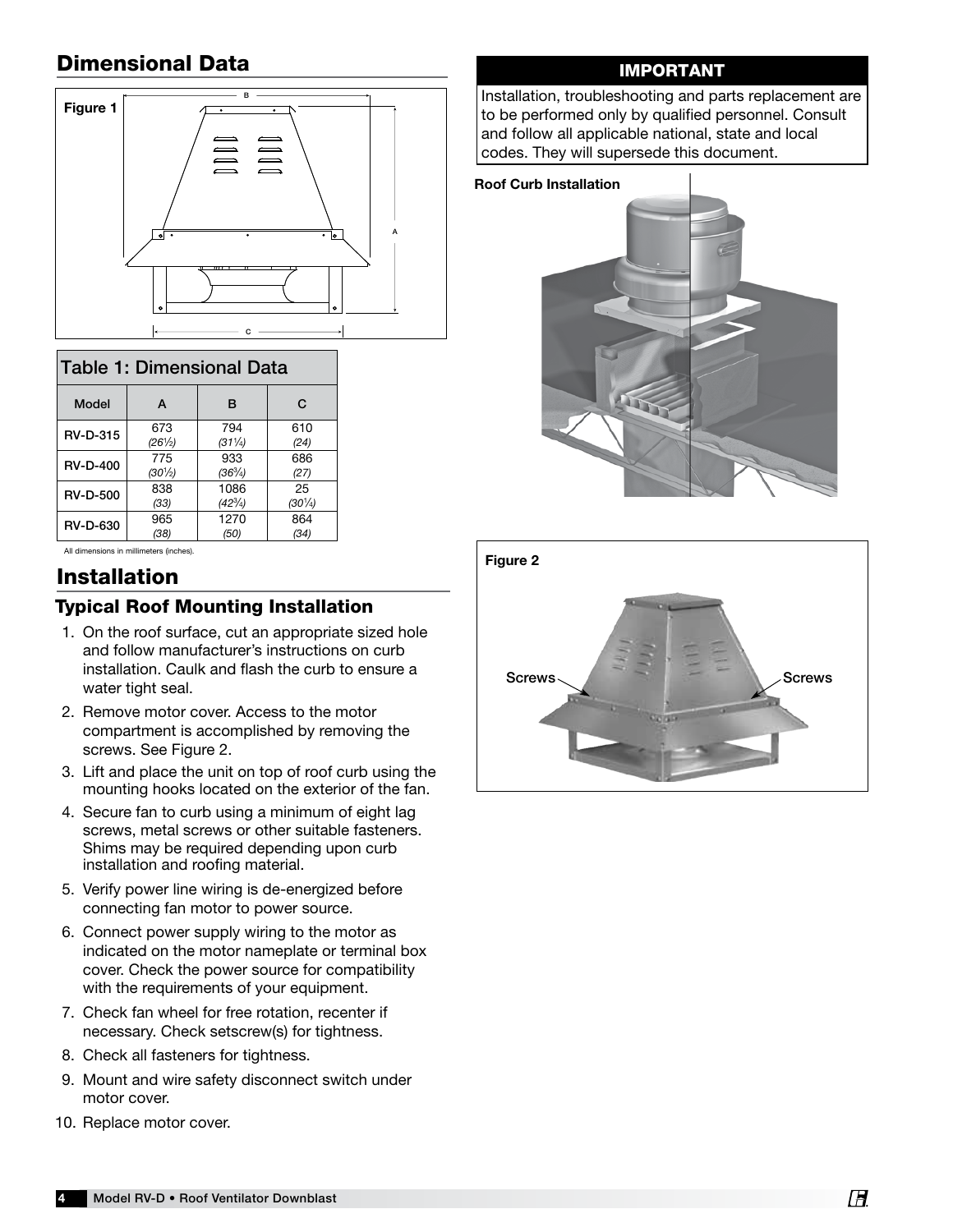## Dimensional Data

Figure 1

**Table 1: Dimensional Data**

| Model | A | B | C |
|---|---|---|---|
| RV-D-315 | 673 *(26½)* | 794 *(31¼)* | 610 *(24)* |
| RV-D-400 | 775 *(30½)* | 933 *(36¾)* | 686 *(27)* |
| RV-D-500 | 838 *(33)* | 1086 *(42¾)* | 25 *(30¼)* |
| RV-D-630 | 965 *(38)* | 1270 *(50)* | 864 *(34)* |

All dimensions in millimeters (inches).

## Installation

### Typical Roof Mounting Installation

1. On the roof surface, cut an appropriate sized hole and follow manufacturer's instructions on curb installation. Caulk and flash the curb to ensure a water tight seal.
2. Remove motor cover. Access to the motor compartment is accomplished by removing the screws. See Figure 2.
3. Lift and place the unit on top of roof curb using the mounting hooks located on the exterior of the fan.
4. Secure fan to curb using a minimum of eight lag screws, metal screws or other suitable fasteners. Shims may be required depending upon curb installation and roofing material.
5. Verify power line wiring is de-energized before connecting fan motor to power source.
6. Connect power supply wiring to the motor as indicated on the motor nameplate or terminal box cover. Check the power source for compatibility with the requirements of your equipment.
7. Check fan wheel for free rotation, recenter if necessary. Check setscrew(s) for tightness.
8. Check all fasteners for tightness.
9. Mount and wire safety disconnect switch under motor cover.
10. Replace motor cover.

**IMPORTANT**

Installation, troubleshooting and parts replacement are to be performed only by qualified personnel. Consult and follow all applicable national, state and local codes. They will supersede this document.

**Roof Curb Installation**

Figure 2

Screws

Screws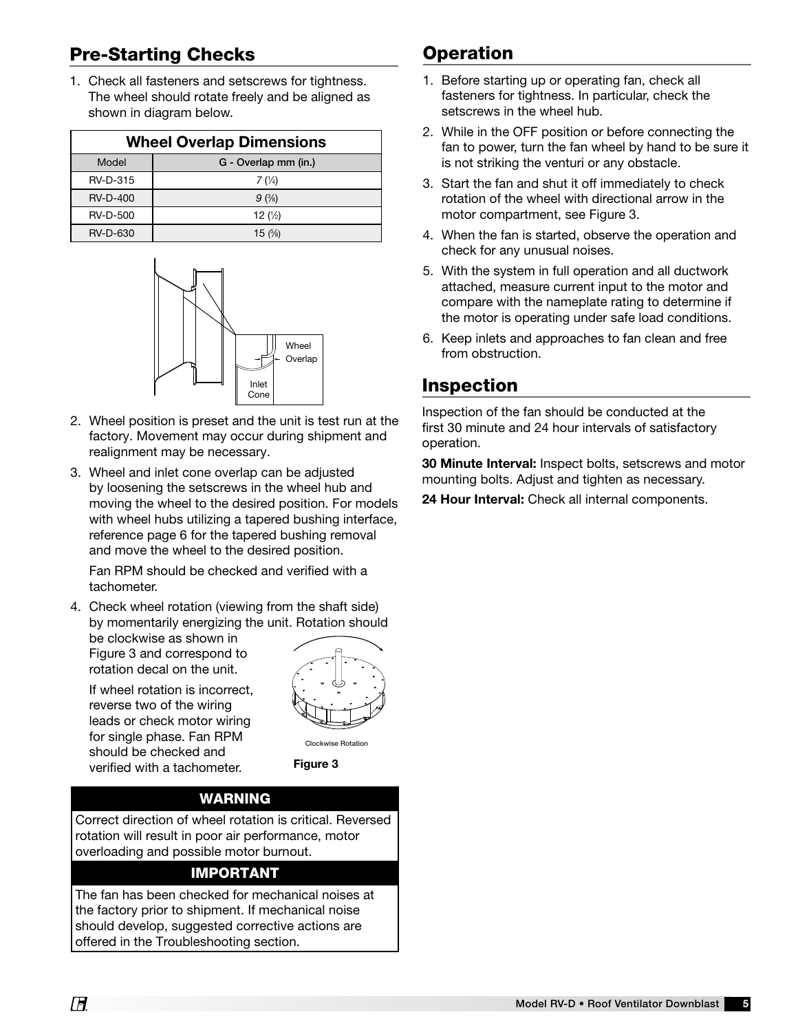## Pre-Starting Checks

1. Check all fasteners and setscrews for tightness. The wheel should rotate freely and be aligned as shown in diagram below.

| Wheel Overlap Dimensions | |
|---|---|
| Model | G - Overlap mm (in.) |
| RV-D-315 | 7 (1/4) |
| RV-D-400 | 9 (3/8) |
| RV-D-500 | 12 (1/2) |
| RV-D-630 | 15 (5/8) |

Wheel Overlap

Inlet Cone

2. Wheel position is preset and the unit is test run at the factory. Movement may occur during shipment and realignment may be necessary.
3. Wheel and inlet cone overlap can be adjusted by loosening the setscrews in the wheel hub and moving the wheel to the desired position. For models with wheel hubs utilizing a tapered bushing interface, reference page 6 for the tapered bushing removal and move the wheel to the desired position.

   Fan RPM should be checked and verified with a tachometer.
4. Check wheel rotation (viewing from the shaft side) by momentarily energizing the unit. Rotation should be clockwise as shown in Figure 3 and correspond to rotation decal on the unit.

   If wheel rotation is incorrect, reverse two of the wiring leads or check motor wiring for single phase. Fan RPM should be checked and verified with a tachometer.

Clockwise Rotation

**Figure 3**

### WARNING

Correct direction of wheel rotation is critical. Reversed rotation will result in poor air performance, motor overloading and possible motor burnout.

### IMPORTANT

The fan has been checked for mechanical noises at the factory prior to shipment. If mechanical noise should develop, suggested corrective actions are offered in the Troubleshooting section.

## Operation

1. Before starting up or operating fan, check all fasteners for tightness. In particular, check the setscrews in the wheel hub.
2. While in the OFF position or before connecting the fan to power, turn the fan wheel by hand to be sure it is not striking the venturi or any obstacle.
3. Start the fan and shut it off immediately to check rotation of the wheel with directional arrow in the motor compartment, see Figure 3.
4. When the fan is started, observe the operation and check for any unusual noises.
5. With the system in full operation and all ductwork attached, measure current input to the motor and compare with the nameplate rating to determine if the motor is operating under safe load conditions.
6. Keep inlets and approaches to fan clean and free from obstruction.

## Inspection

Inspection of the fan should be conducted at the first 30 minute and 24 hour intervals of satisfactory operation.

**30 Minute Interval:** Inspect bolts, setscrews and motor mounting bolts. Adjust and tighten as necessary.

**24 Hour Interval:** Check all internal components.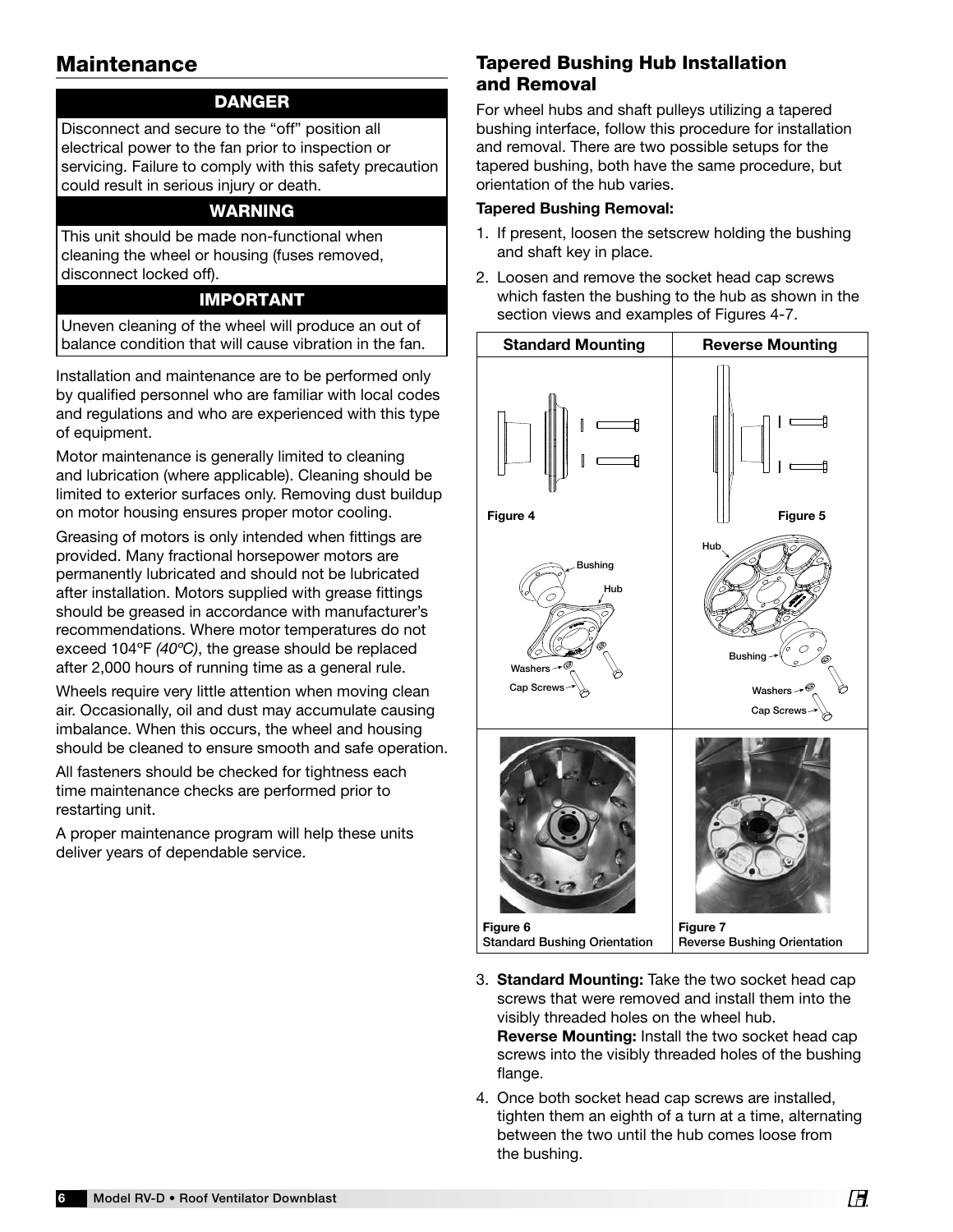## Maintenance

**DANGER**

Disconnect and secure to the "off" position all electrical power to the fan prior to inspection or servicing. Failure to comply with this safety precaution could result in serious injury or death.

**WARNING**

This unit should be made non-functional when cleaning the wheel or housing (fuses removed, disconnect locked off).

**IMPORTANT**

Uneven cleaning of the wheel will produce an out of balance condition that will cause vibration in the fan.

Installation and maintenance are to be performed only by qualified personnel who are familiar with local codes and regulations and who are experienced with this type of equipment.

Motor maintenance is generally limited to cleaning and lubrication (where applicable). Cleaning should be limited to exterior surfaces only. Removing dust buildup on motor housing ensures proper motor cooling.

Greasing of motors is only intended when fittings are provided. Many fractional horsepower motors are permanently lubricated and should not be lubricated after installation. Motors supplied with grease fittings should be greased in accordance with manufacturer's recommendations. Where motor temperatures do not exceed 104ºF *(40ºC)*, the grease should be replaced after 2,000 hours of running time as a general rule.

Wheels require very little attention when moving clean air. Occasionally, oil and dust may accumulate causing imbalance. When this occurs, the wheel and housing should be cleaned to ensure smooth and safe operation.

All fasteners should be checked for tightness each time maintenance checks are performed prior to restarting unit.

A proper maintenance program will help these units deliver years of dependable service.

### Tapered Bushing Hub Installation and Removal

For wheel hubs and shaft pulleys utilizing a tapered bushing interface, follow this procedure for installation and removal. There are two possible setups for the tapered bushing, both have the same procedure, but orientation of the hub varies.

**Tapered Bushing Removal:**

1. If present, loosen the setscrew holding the bushing and shaft key in place.
2. Loosen and remove the socket head cap screws which fasten the bushing to the hub as shown in the section views and examples of Figures 4-7.

| Standard Mounting | Reverse Mounting |
|---|---|
| Figure 4 | Figure 5 |
| Bushing, Hub, Washers, Cap Screws | Hub, Bushing, Washers, Cap Screws |
| Figure 6<br>Standard Bushing Orientation | Figure 7<br>Reverse Bushing Orientation |

3. **Standard Mounting:** Take the two socket head cap screws that were removed and install them into the visibly threaded holes on the wheel hub.
   **Reverse Mounting:** Install the two socket head cap screws into the visibly threaded holes of the bushing flange.
4. Once both socket head cap screws are installed, tighten them an eighth of a turn at a time, alternating between the two until the hub comes loose from the bushing.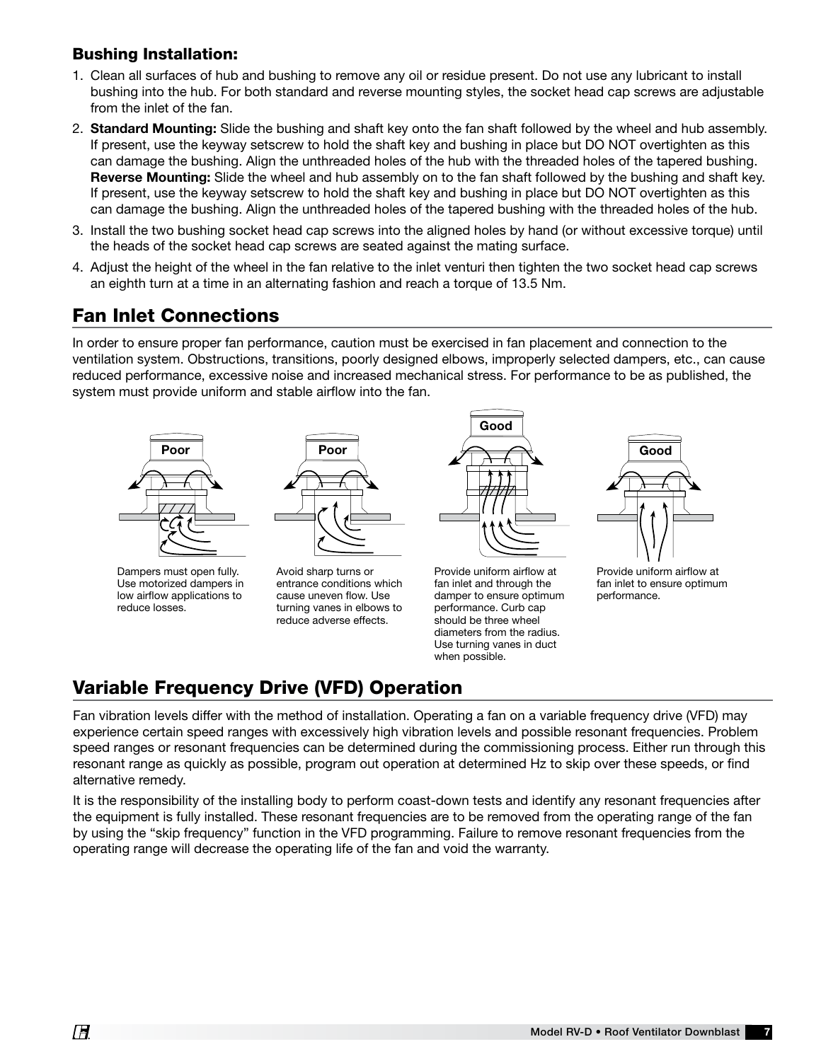### Bushing Installation:

1. Clean all surfaces of hub and bushing to remove any oil or residue present. Do not use any lubricant to install bushing into the hub. For both standard and reverse mounting styles, the socket head cap screws are adjustable from the inlet of the fan.
2. **Standard Mounting:** Slide the bushing and shaft key onto the fan shaft followed by the wheel and hub assembly. If present, use the keyway setscrew to hold the shaft key and bushing in place but DO NOT overtighten as this can damage the bushing. Align the unthreaded holes of the hub with the threaded holes of the tapered bushing.
   **Reverse Mounting:** Slide the wheel and hub assembly on to the fan shaft followed by the bushing and shaft key. If present, use the keyway setscrew to hold the shaft key and bushing in place but DO NOT overtighten as this can damage the bushing. Align the unthreaded holes of the tapered bushing with the threaded holes of the hub.
3. Install the two bushing socket head cap screws into the aligned holes by hand (or without excessive torque) until the heads of the socket head cap screws are seated against the mating surface.
4. Adjust the height of the wheel in the fan relative to the inlet venturi then tighten the two socket head cap screws an eighth turn at a time in an alternating fashion and reach a torque of 13.5 Nm.

## Fan Inlet Connections

In order to ensure proper fan performance, caution must be exercised in fan placement and connection to the ventilation system. Obstructions, transitions, poorly designed elbows, improperly selected dampers, etc., can cause reduced performance, excessive noise and increased mechanical stress. For performance to be as published, the system must provide uniform and stable airflow into the fan.

**Poor**

Dampers must open fully. Use motorized dampers in low airflow applications to reduce losses.

**Poor**

Avoid sharp turns or entrance conditions which cause uneven flow. Use turning vanes in elbows to reduce adverse effects.

**Good**

Provide uniform airflow at fan inlet and through the damper to ensure optimum performance. Curb cap should be three wheel diameters from the radius. Use turning vanes in duct when possible.

**Good**

Provide uniform airflow at fan inlet to ensure optimum performance.

## Variable Frequency Drive (VFD) Operation

Fan vibration levels differ with the method of installation. Operating a fan on a variable frequency drive (VFD) may experience certain speed ranges with excessively high vibration levels and possible resonant frequencies. Problem speed ranges or resonant frequencies can be determined during the commissioning process. Either run through this resonant range as quickly as possible, program out operation at determined Hz to skip over these speeds, or find alternative remedy.

It is the responsibility of the installing body to perform coast-down tests and identify any resonant frequencies after the equipment is fully installed. These resonant frequencies are to be removed from the operating range of the fan by using the "skip frequency" function in the VFD programming. Failure to remove resonant frequencies from the operating range will decrease the operating life of the fan and void the warranty.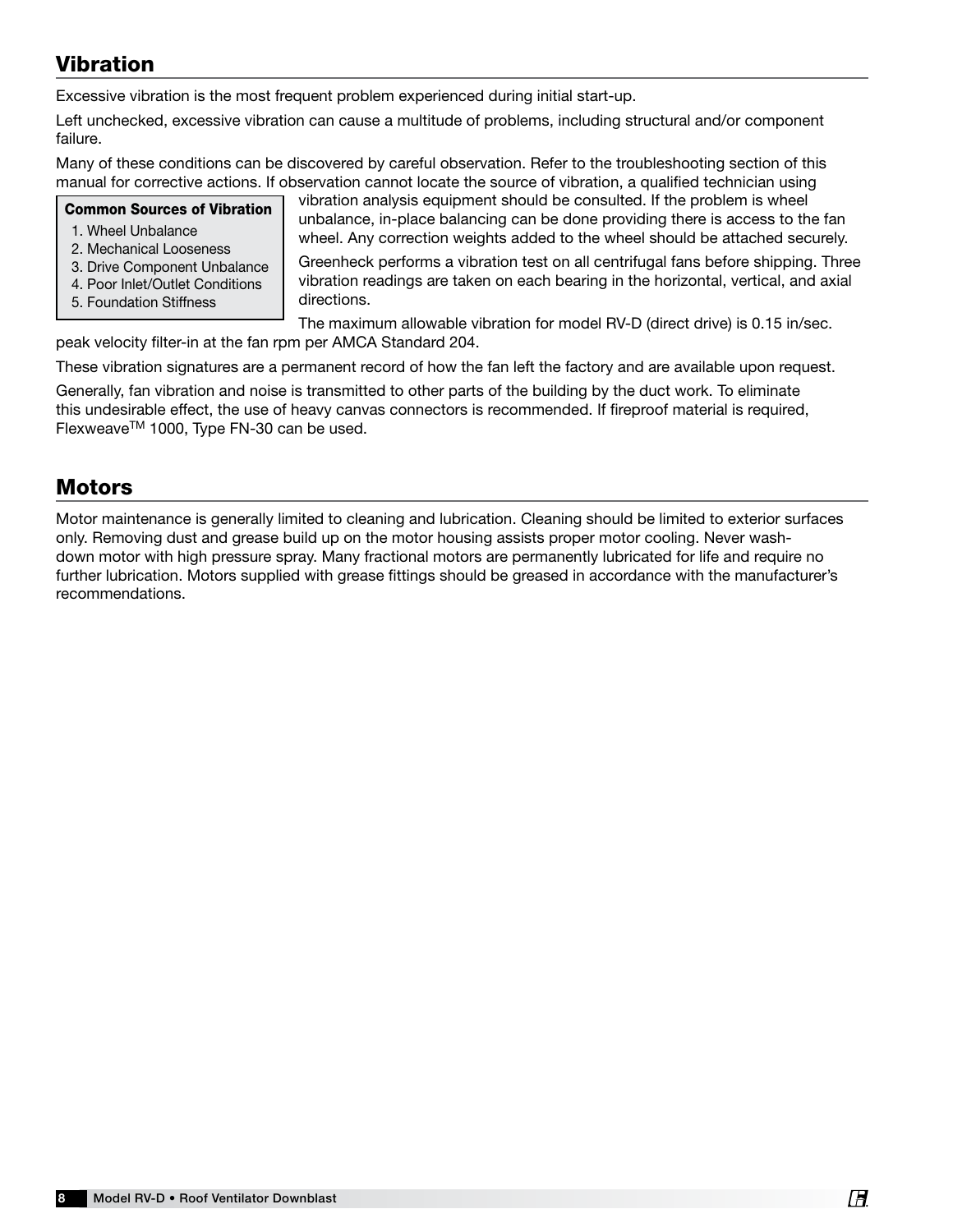## Vibration

Excessive vibration is the most frequent problem experienced during initial start-up.

Left unchecked, excessive vibration can cause a multitude of problems, including structural and/or component failure.

Many of these conditions can be discovered by careful observation. Refer to the troubleshooting section of this manual for corrective actions. If observation cannot locate the source of vibration, a qualified technician using vibration analysis equipment should be consulted. If the problem is wheel unbalance, in-place balancing can be done providing there is access to the fan wheel. Any correction weights added to the wheel should be attached securely.

**Common Sources of Vibration**

1. Wheel Unbalance
2. Mechanical Looseness
3. Drive Component Unbalance
4. Poor Inlet/Outlet Conditions
5. Foundation Stiffness

Greenheck performs a vibration test on all centrifugal fans before shipping. Three vibration readings are taken on each bearing in the horizontal, vertical, and axial directions.

The maximum allowable vibration for model RV-D (direct drive) is 0.15 in/sec. peak velocity filter-in at the fan rpm per AMCA Standard 204.

These vibration signatures are a permanent record of how the fan left the factory and are available upon request.

Generally, fan vibration and noise is transmitted to other parts of the building by the duct work. To eliminate this undesirable effect, the use of heavy canvas connectors is recommended. If fireproof material is required, Flexweave™ 1000, Type FN-30 can be used.

## Motors

Motor maintenance is generally limited to cleaning and lubrication. Cleaning should be limited to exterior surfaces only. Removing dust and grease build up on the motor housing assists proper motor cooling. Never wash-down motor with high pressure spray. Many fractional motors are permanently lubricated for life and require no further lubrication. Motors supplied with grease fittings should be greased in accordance with the manufacturer's recommendations.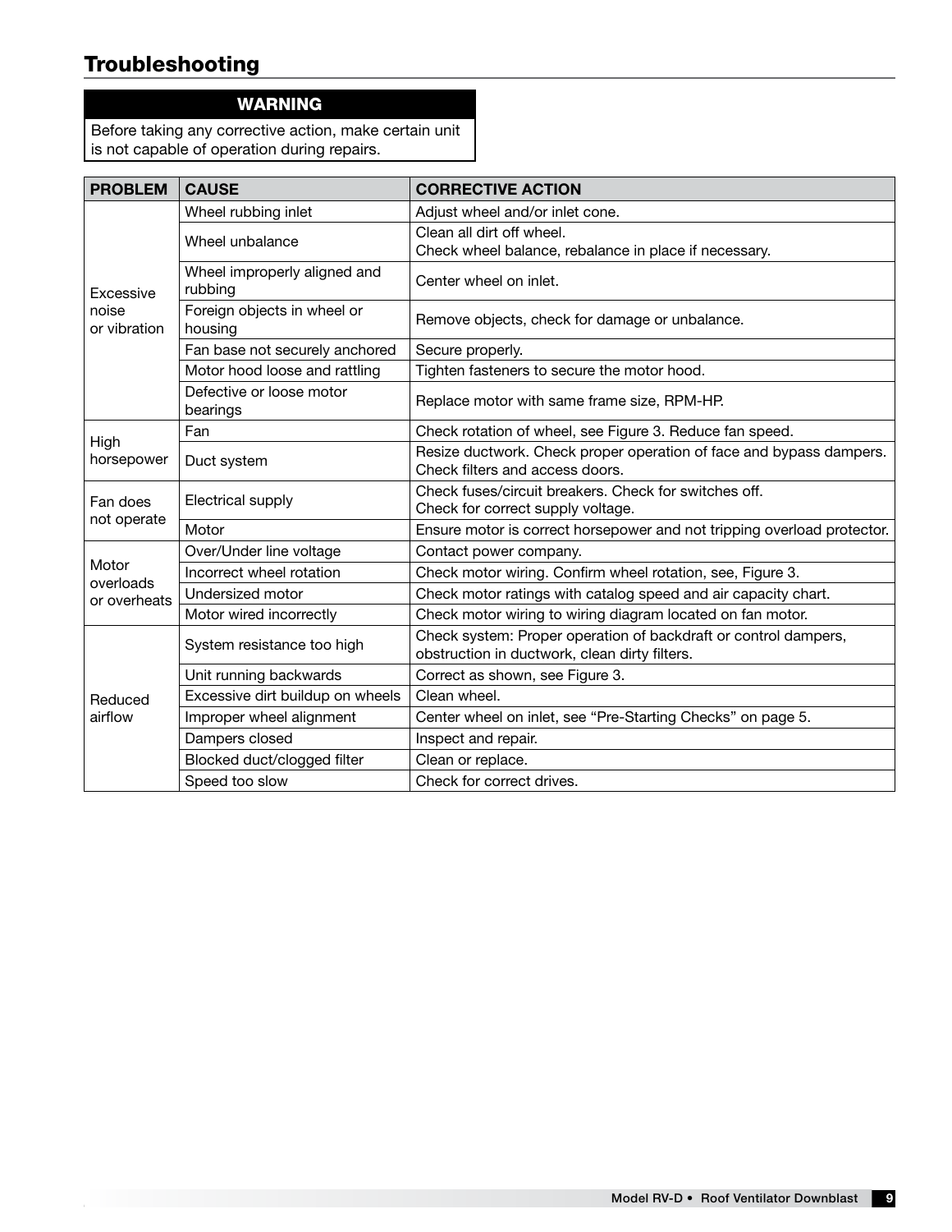## Troubleshooting

**WARNING**

Before taking any corrective action, make certain unit is not capable of operation during repairs.

| PROBLEM | CAUSE | CORRECTIVE ACTION |
|---|---|---|
| Excessive noise or vibration | Wheel rubbing inlet | Adjust wheel and/or inlet cone. |
| | Wheel unbalance | Clean all dirt off wheel.<br>Check wheel balance, rebalance in place if necessary. |
| | Wheel improperly aligned and rubbing | Center wheel on inlet. |
| | Foreign objects in wheel or housing | Remove objects, check for damage or unbalance. |
| | Fan base not securely anchored | Secure properly. |
| | Motor hood loose and rattling | Tighten fasteners to secure the motor hood. |
| | Defective or loose motor bearings | Replace motor with same frame size, RPM-HP. |
| High horsepower | Fan | Check rotation of wheel, see Figure 3. Reduce fan speed. |
| | Duct system | Resize ductwork. Check proper operation of face and bypass dampers. Check filters and access doors. |
| Fan does not operate | Electrical supply | Check fuses/circuit breakers. Check for switches off.<br>Check for correct supply voltage. |
| | Motor | Ensure motor is correct horsepower and not tripping overload protector. |
| Motor overloads or overheats | Over/Under line voltage | Contact power company. |
| | Incorrect wheel rotation | Check motor wiring. Confirm wheel rotation, see, Figure 3. |
| | Undersized motor | Check motor ratings with catalog speed and air capacity chart. |
| | Motor wired incorrectly | Check motor wiring to wiring diagram located on fan motor. |
| Reduced airflow | System resistance too high | Check system: Proper operation of backdraft or control dampers, obstruction in ductwork, clean dirty filters. |
| | Unit running backwards | Correct as shown, see Figure 3. |
| | Excessive dirt buildup on wheels | Clean wheel. |
| | Improper wheel alignment | Center wheel on inlet, see “Pre-Starting Checks” on page 5. |
| | Dampers closed | Inspect and repair. |
| | Blocked duct/clogged filter | Clean or replace. |
| | Speed too slow | Check for correct drives. |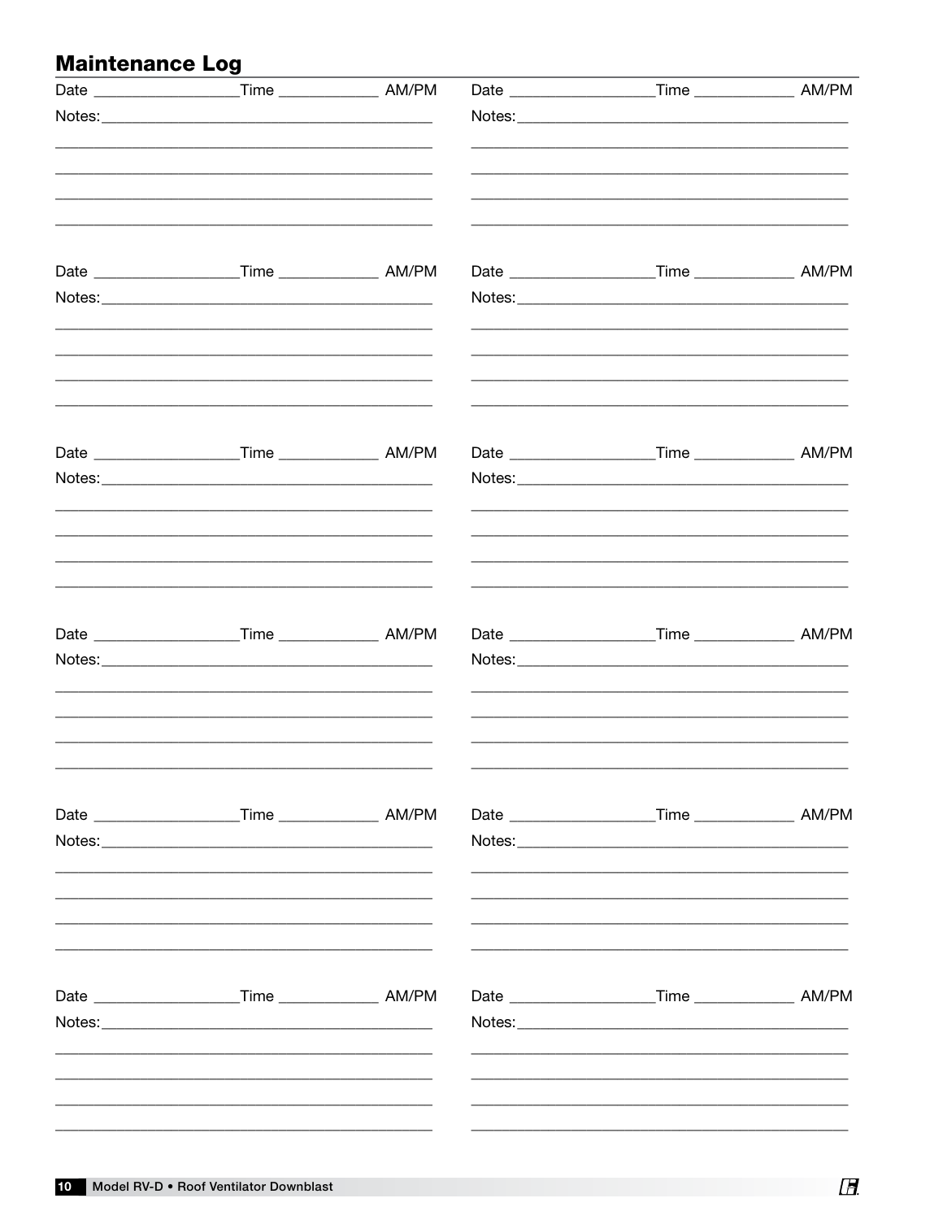## Maintenance Log

Date ________________ Time ____________ AM/PM

Notes: ____________________________________________

____________________________________________

____________________________________________

____________________________________________

____________________________________________

Date ________________ Time ____________ AM/PM

Notes: ____________________________________________

____________________________________________

____________________________________________

____________________________________________

____________________________________________

Date ________________ Time ____________ AM/PM

Notes: ____________________________________________

____________________________________________

____________________________________________

____________________________________________

____________________________________________

Date ________________ Time ____________ AM/PM

Notes: ____________________________________________

____________________________________________

____________________________________________

____________________________________________

____________________________________________

Date ________________ Time ____________ AM/PM

Notes: ____________________________________________

____________________________________________

____________________________________________

____________________________________________

____________________________________________

Date ________________ Time ____________ AM/PM

Notes: ____________________________________________

____________________________________________

____________________________________________

____________________________________________

____________________________________________

Date ________________ Time ____________ AM/PM

Notes: ____________________________________________

____________________________________________

____________________________________________

____________________________________________

____________________________________________

Date ________________ Time ____________ AM/PM

Notes: ____________________________________________

____________________________________________

____________________________________________

____________________________________________

____________________________________________

Date ________________ Time ____________ AM/PM

Notes: ____________________________________________

____________________________________________

____________________________________________

____________________________________________

____________________________________________

Date ________________ Time ____________ AM/PM

Notes: ____________________________________________

____________________________________________

____________________________________________

____________________________________________

____________________________________________

Date ________________ Time ____________ AM/PM

Notes: ____________________________________________

____________________________________________

____________________________________________

____________________________________________

____________________________________________

Date ________________ Time ____________ AM/PM

Notes: ____________________________________________

____________________________________________

____________________________________________

____________________________________________

____________________________________________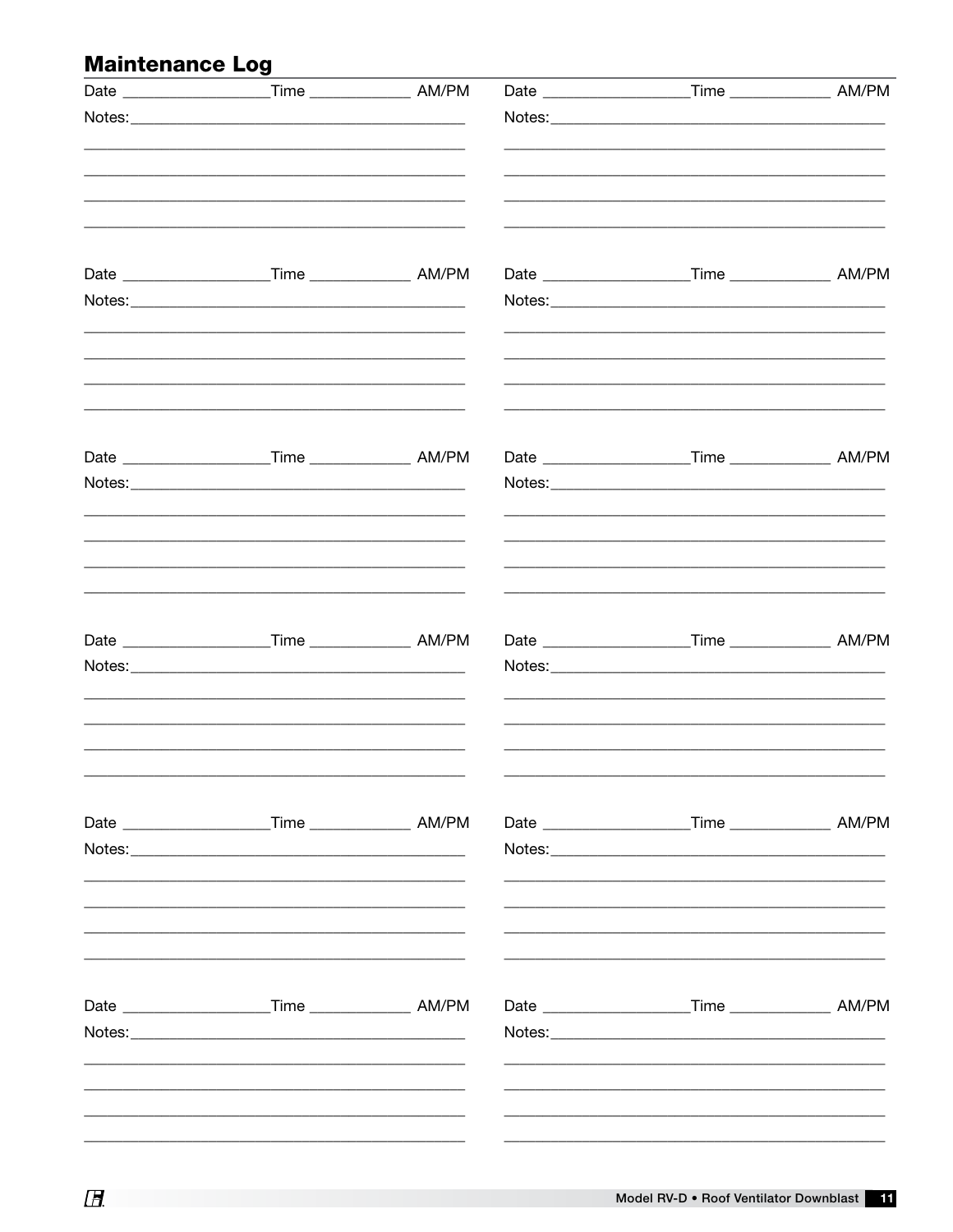## Maintenance Log

Date ________________ Time ____________ AM/PM

Notes: ______________________________________________

______________________________________________

______________________________________________

______________________________________________

______________________________________________

Date ________________ Time ____________ AM/PM

Notes: ______________________________________________

______________________________________________

______________________________________________

______________________________________________

______________________________________________

Date ________________ Time ____________ AM/PM

Notes: ______________________________________________

______________________________________________

______________________________________________

______________________________________________

______________________________________________

Date ________________ Time ____________ AM/PM

Notes: ______________________________________________

______________________________________________

______________________________________________

______________________________________________

______________________________________________

Date ________________ Time ____________ AM/PM

Notes: ______________________________________________

______________________________________________

______________________________________________

______________________________________________

______________________________________________

Date ________________ Time ____________ AM/PM

Notes: ______________________________________________

______________________________________________

______________________________________________

______________________________________________

______________________________________________

Date ________________ Time ____________ AM/PM

Notes: ______________________________________________

______________________________________________

______________________________________________

______________________________________________

______________________________________________

Date ________________ Time ____________ AM/PM

Notes: ______________________________________________

______________________________________________

______________________________________________

______________________________________________

______________________________________________

Date ________________ Time ____________ AM/PM

Notes: ______________________________________________

______________________________________________

______________________________________________

______________________________________________

______________________________________________

Date ________________ Time ____________ AM/PM

Notes: ______________________________________________

______________________________________________

______________________________________________

______________________________________________

______________________________________________

Date ________________ Time ____________ AM/PM

Notes: ______________________________________________

______________________________________________

______________________________________________

______________________________________________

______________________________________________

Date ________________ Time ____________ AM/PM

Notes: ______________________________________________

______________________________________________

______________________________________________

______________________________________________

______________________________________________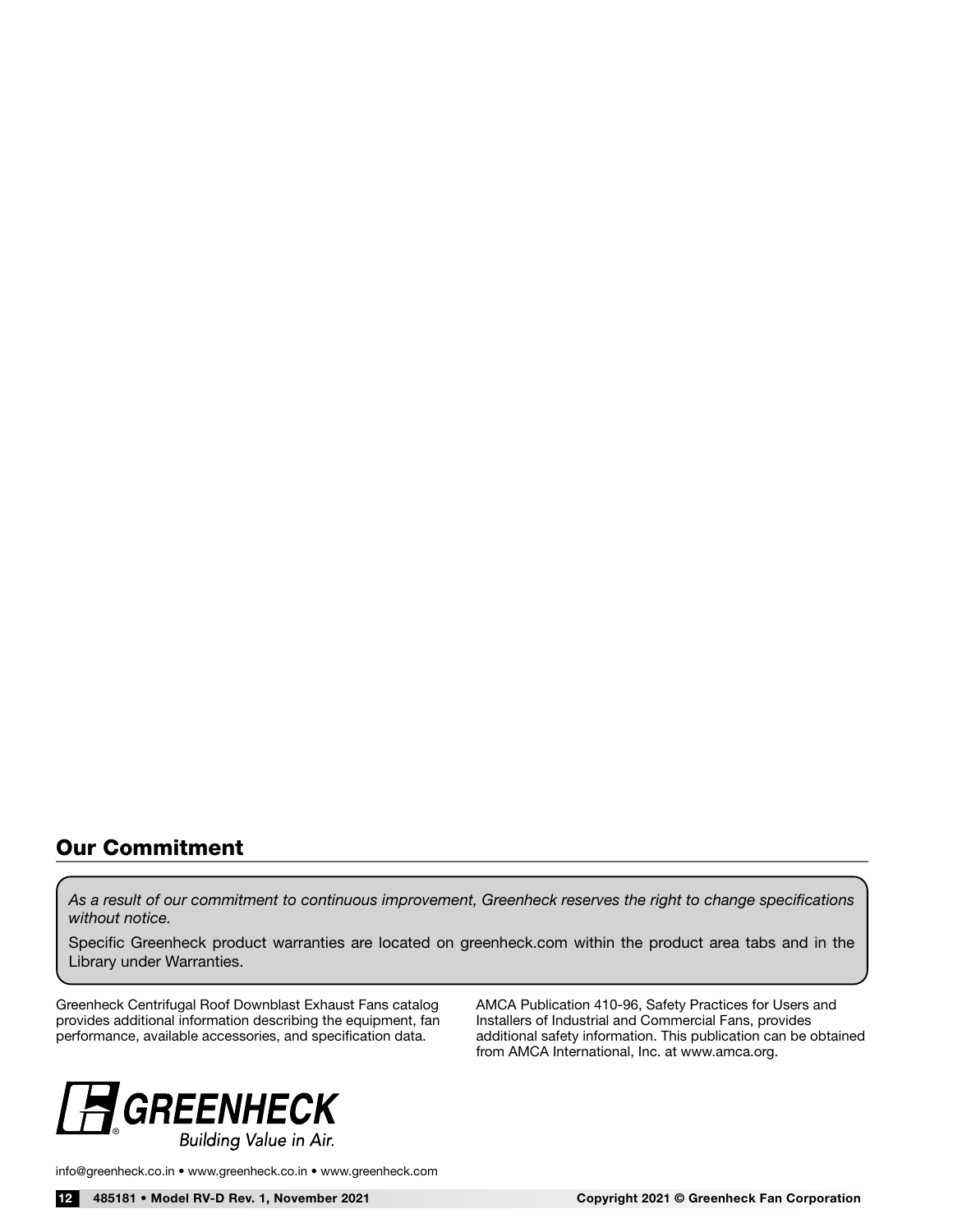## Our Commitment

*As a result of our commitment to continuous improvement, Greenheck reserves the right to change specifications without notice.*

Specific Greenheck product warranties are located on greenheck.com within the product area tabs and in the Library under Warranties.

Greenheck Centrifugal Roof Downblast Exhaust Fans catalog provides additional information describing the equipment, fan performance, available accessories, and specification data.

AMCA Publication 410-96, Safety Practices for Users and Installers of Industrial and Commercial Fans, provides additional safety information. This publication can be obtained from AMCA International, Inc. at www.amca.org.

GREENHECK®
Building Value in Air.

info@greenheck.co.in • www.greenheck.co.in • www.greenheck.com

485181 • Model RV-D Rev. 1, November 2021

Copyright 2021 © Greenheck Fan Corporation